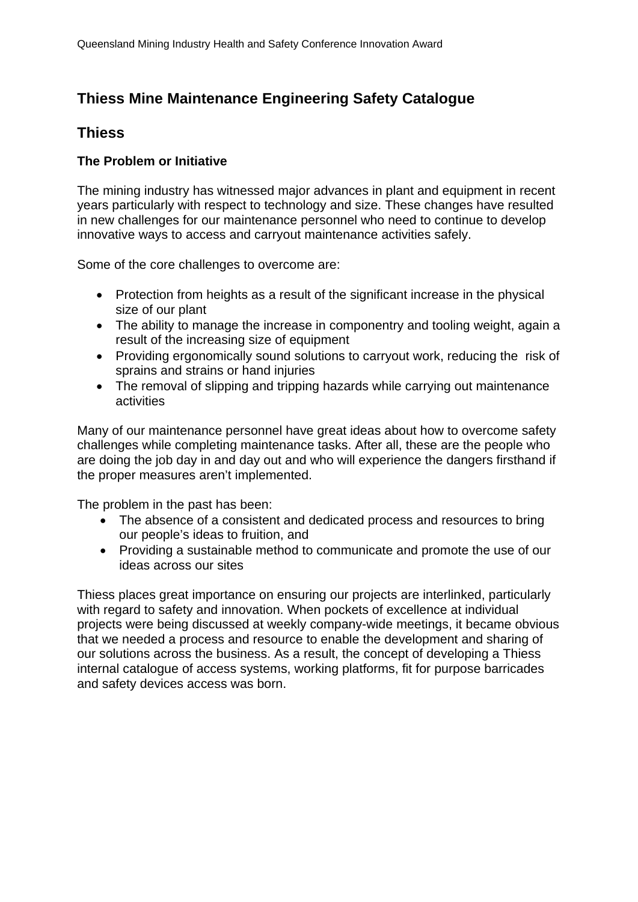# Thiess Mine Maintenance Engineering Safety Catalogue

## Thiess

### The Problem or Initiative

The mining industry has witnessed major advances in plant and equipment in recent years particularly with respect to technology and size. These changes have resulted in new challenges for our maintenance personnel who need to continue to develop innovative ways to access and carryout maintenance activities safely.

Some of the core challenges to overcome are:

- Protection from heights as a result of the significant increase in the physical size of our plant
- The ability to manage the increase in componentry and tooling weight, again a result of the increasing size of equipment
- Providing ergonomically sound solutions to carryout work, reducing the risk of sprains and strains or hand injuries
- The removal of slipping and tripping hazards while carrying out maintenance activities

Many of our maintenance personnel have great ideas about how to overcome safety challenges while completing maintenance tasks. After all, these are the people who are doing the job day in and day out and who will experience the dangers firsthand if the proper measures aren't implemented.

The problem in the past has been:

- The absence of a consistent and dedicated process and resources to bring our people's ideas to fruition, and
- Providing a sustainable method to communicate and promote the use of our ideas across our sites

Thiess places great importance on ensuring our projects are interlinked, particularly with regard to safety and innovation. When pockets of excellence at individual projects were being discussed at weekly company-wide meetings, it became obvious that we needed a process and resource to enable the development and sharing of our solutions across the business. As a result, the concept of developing a Thiess internal catalogue of access systems, working platforms, fit for purpose barricades and safety devices access was born.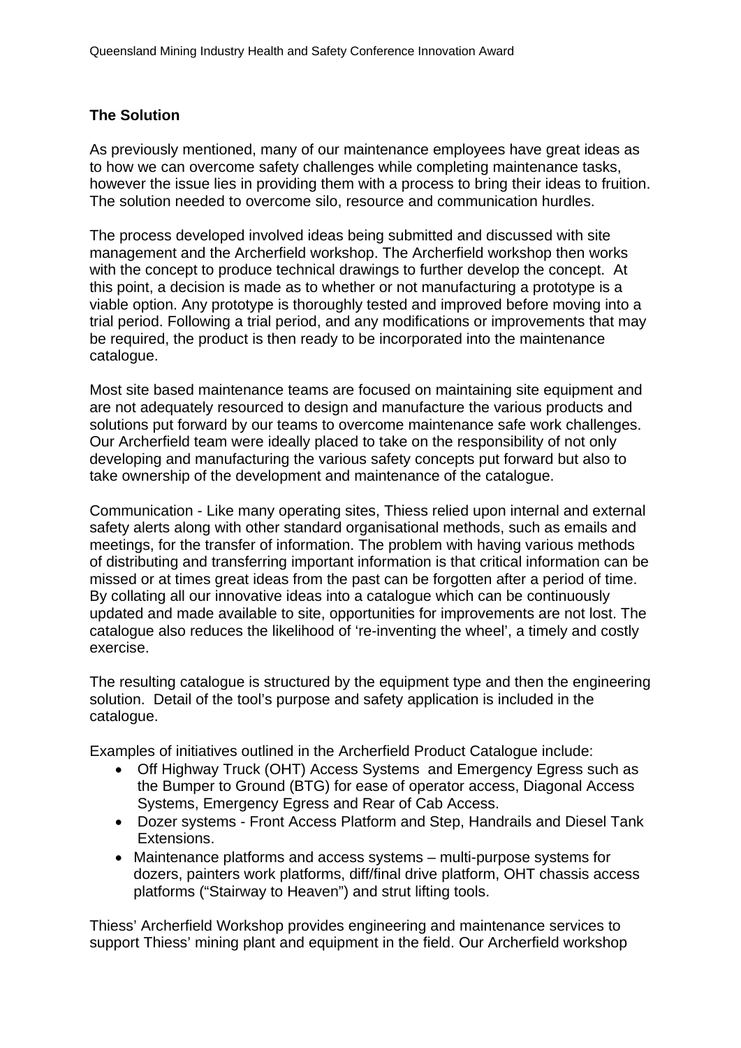### The Solution

As previously mentioned, many of our maintenance employees have great ideas as to how we can overcome safety challenges while completing maintenance tasks, however the issue lies in providing them with a process to bring their ideas to fruition. The solution needed to overcome silo, resource and communication hurdles.

The process developed involved ideas being submitted and discussed with site management and the Archerfield workshop. The Archerfield workshop then works with the concept to produce technical drawings to further develop the concept. At this point, a decision is made as to whether or not manufacturing a prototype is a viable option. Any prototype is thoroughly tested and improved before moving into a trial period. Following a trial period, and any modifications or improvements that may be required, the product is then ready to be incorporated into the maintenance catalogue.

Most site based maintenance teams are focused on maintaining site equipment and are not adequately resourced to design and manufacture the various products and solutions put forward by our teams to overcome maintenance safe work challenges. Our Archerfield team were ideally placed to take on the responsibility of not only developing and manufacturing the various safety concepts put forward but also to take ownership of the development and maintenance of the catalogue.

Communication - Like many operating sites, Thiess relied upon internal and external safety alerts along with other standard organisational methods, such as emails and meetings, for the transfer of information. The problem with having various methods of distributing and transferring important information is that critical information can be missed or at times great ideas from the past can be forgotten after a period of time. By collating all our innovative ideas into a catalogue which can be continuously updated and made available to site, opportunities for improvements are not lost. The catalogue also reduces the likelihood of 're-inventing the wheel', a timely and costly exercise.

The resulting catalogue is structured by the equipment type and then the engineering solution. Detail of the tool's purpose and safety application is included in the catalogue.

Examples of initiatives outlined in the Archerfield Product Catalogue include:

- Off Highway Truck (OHT) Access Systems and Emergency Egress such as the Bumper to Ground (BTG) for ease of operator access, Diagonal Access Systems, Emergency Egress and Rear of Cab Access.
- Dozer systems - Front Access Platform and Step, Handrails and Diesel Tank Extensions.
- Maintenance platforms and access systems – multi-purpose systems for dozers, painters work platforms, diff/final drive platform, OHT chassis access platforms ("Stairway to Heaven") and strut lifting tools.

Thiess' Archerfield Workshop provides engineering and maintenance services to support Thiess' mining plant and equipment in the field. Our Archerfield workshop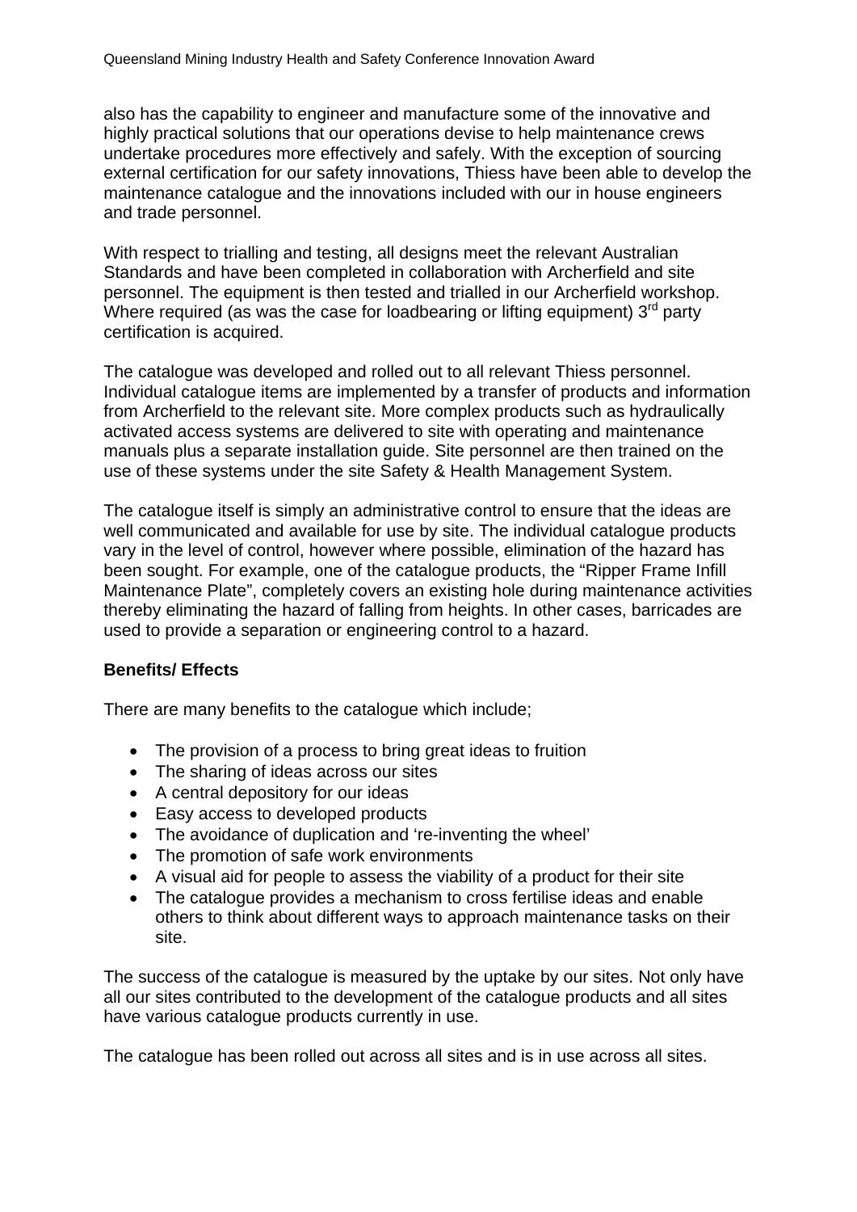also has the capability to engineer and manufacture some of the innovative and highly practical solutions that our operations devise to help maintenance crews undertake procedures more effectively and safely. With the exception of sourcing external certification for our safety innovations, Thiess have been able to develop the maintenance catalogue and the innovations included with our in house engineers and trade personnel.

With respect to trialling and testing, all designs meet the relevant Australian Standards and have been completed in collaboration with Archerfield and site personnel. The equipment is then tested and trialled in our Archerfield workshop. Where required (as was the case for loadbearing or lifting equipment) 3rd party certification is acquired.

The catalogue was developed and rolled out to all relevant Thiess personnel. Individual catalogue items are implemented by a transfer of products and information from Archerfield to the relevant site. More complex products such as hydraulically activated access systems are delivered to site with operating and maintenance manuals plus a separate installation guide. Site personnel are then trained on the use of these systems under the site Safety & Health Management System.

The catalogue itself is simply an administrative control to ensure that the ideas are well communicated and available for use by site. The individual catalogue products vary in the level of control, however where possible, elimination of the hazard has been sought. For example, one of the catalogue products, the "Ripper Frame Infill Maintenance Plate", completely covers an existing hole during maintenance activities thereby eliminating the hazard of falling from heights. In other cases, barricades are used to provide a separation or engineering control to a hazard.

**Benefits/ Effects**

There are many benefits to the catalogue which include;

- The provision of a process to bring great ideas to fruition
- The sharing of ideas across our sites
- A central depository for our ideas
- Easy access to developed products
- The avoidance of duplication and 're-inventing the wheel'
- The promotion of safe work environments
- A visual aid for people to assess the viability of a product for their site
- The catalogue provides a mechanism to cross fertilise ideas and enable others to think about different ways to approach maintenance tasks on their site.

The success of the catalogue is measured by the uptake by our sites. Not only have all our sites contributed to the development of the catalogue products and all sites have various catalogue products currently in use.

The catalogue has been rolled out across all sites and is in use across all sites.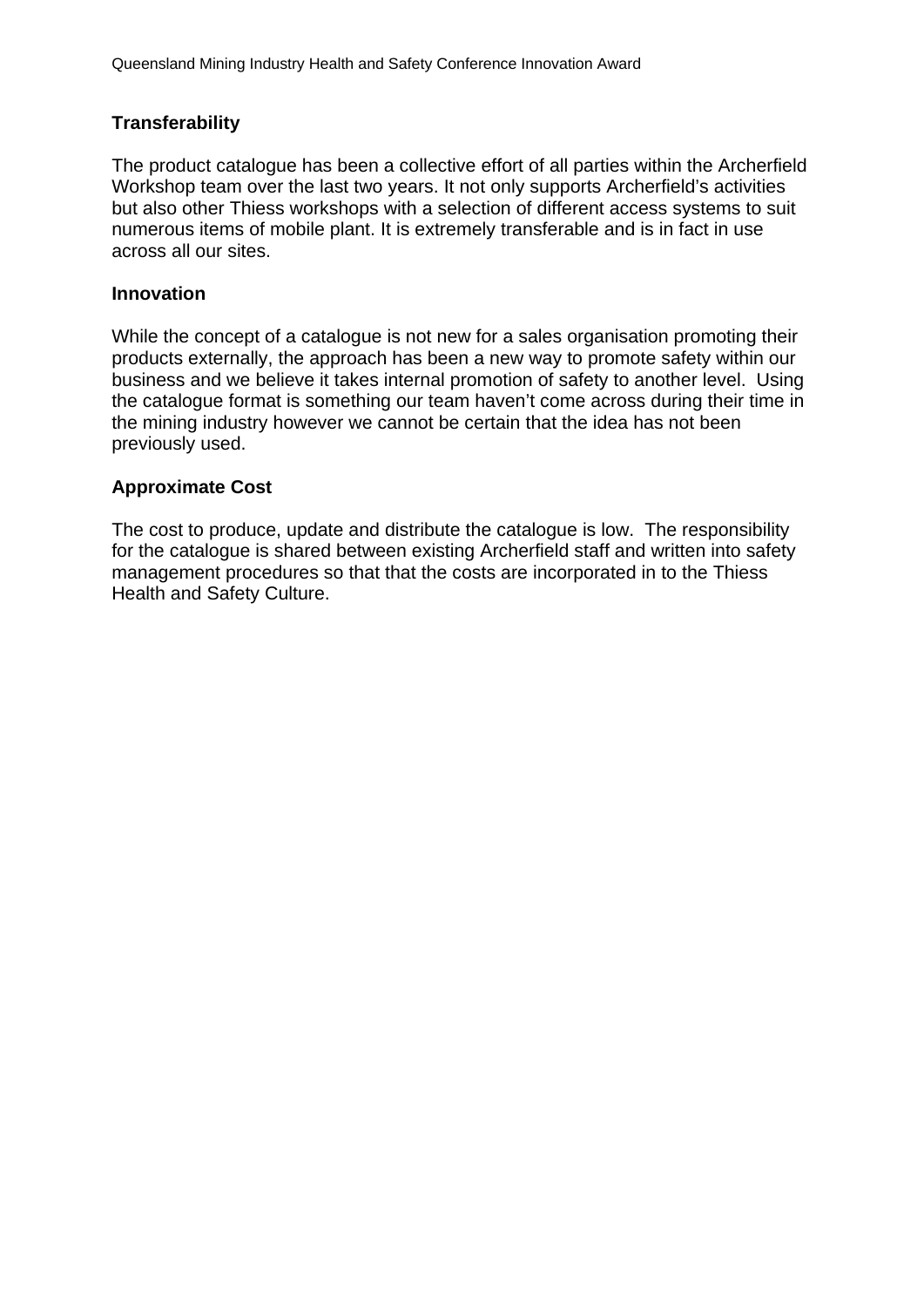**Transferability**

The product catalogue has been a collective effort of all parties within the Archerfield Workshop team over the last two years. It not only supports Archerfield's activities but also other Thiess workshops with a selection of different access systems to suit numerous items of mobile plant. It is extremely transferable and is in fact in use across all our sites.

**Innovation**

While the concept of a catalogue is not new for a sales organisation promoting their products externally, the approach has been a new way to promote safety within our business and we believe it takes internal promotion of safety to another level. Using the catalogue format is something our team haven't come across during their time in the mining industry however we cannot be certain that the idea has not been previously used.

**Approximate Cost**

The cost to produce, update and distribute the catalogue is low. The responsibility for the catalogue is shared between existing Archerfield staff and written into safety management procedures so that that the costs are incorporated in to the Thiess Health and Safety Culture.